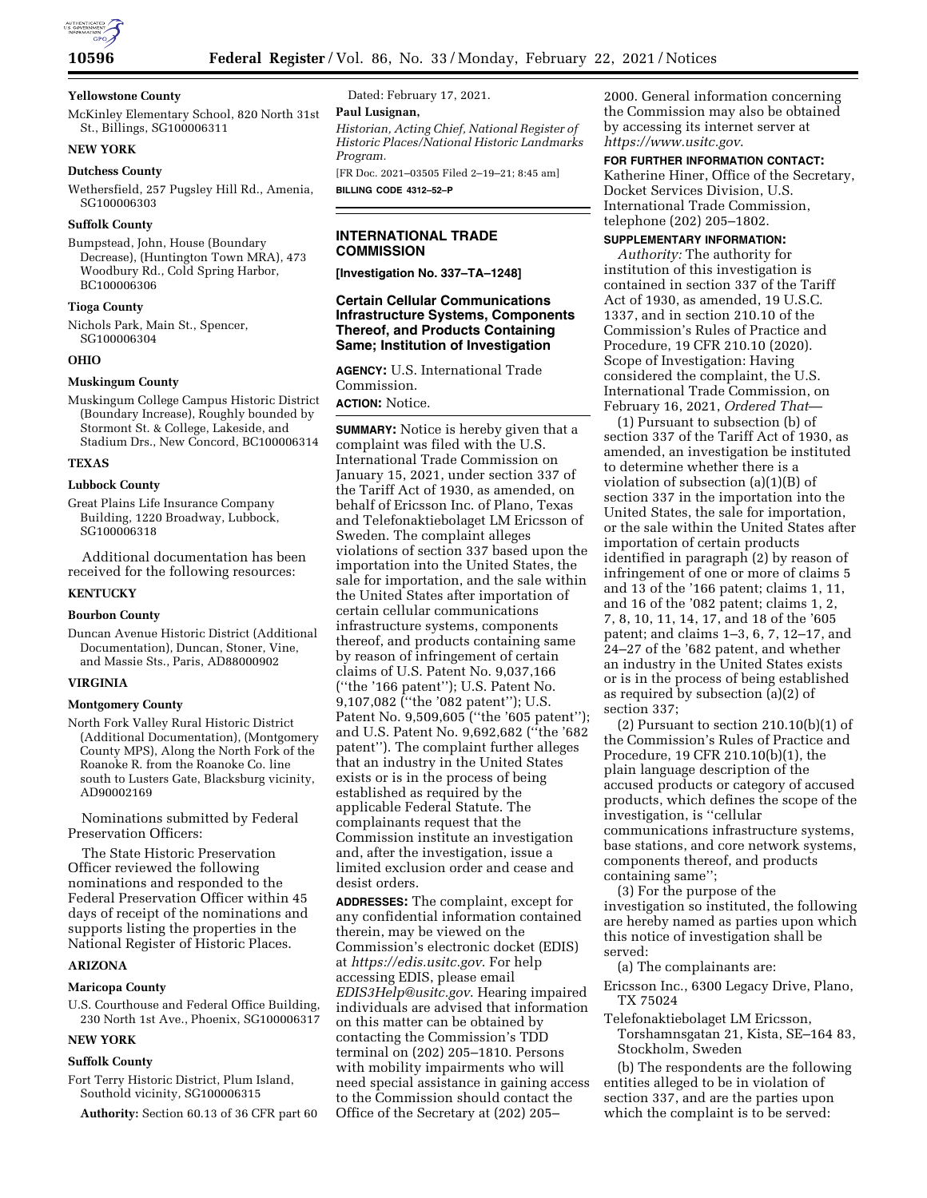**Yellowstone County**

McKinley Elementary School, 820 North 31st St., Billings, SG100006311

**NEW YORK**

**Dutchess County**

Wethersfield, 257 Pugsley Hill Rd., Amenia, SG100006303

**Suffolk County**

Bumpstead, John, House (Boundary Decrease), (Huntington Town MRA), 473 Woodbury Rd., Cold Spring Harbor, BC100006306

**Tioga County**

Nichols Park, Main St., Spencer, SG100006304

**OHIO**

**Muskingum County**

Muskingum College Campus Historic District (Boundary Increase), Roughly bounded by Stormont St. & College, Lakeside, and Stadium Drs., New Concord, BC100006314

**TEXAS**

**Lubbock County**

Great Plains Life Insurance Company Building, 1220 Broadway, Lubbock, SG100006318

Additional documentation has been received for the following resources:

**KENTUCKY**

**Bourbon County**

Duncan Avenue Historic District (Additional Documentation), Duncan, Stoner, Vine, and Massie Sts., Paris, AD88000902

**VIRGINIA**

**Montgomery County**

North Fork Valley Rural Historic District (Additional Documentation), (Montgomery County MPS), Along the North Fork of the Roanoke R. from the Roanoke Co. line south to Lusters Gate, Blacksburg vicinity, AD90002169

Nominations submitted by Federal Preservation Officers:

The State Historic Preservation Officer reviewed the following nominations and responded to the Federal Preservation Officer within 45 days of receipt of the nominations and supports listing the properties in the National Register of Historic Places.

**ARIZONA**

**Maricopa County**

U.S. Courthouse and Federal Office Building, 230 North 1st Ave., Phoenix, SG100006317

**NEW YORK**

**Suffolk County**

Fort Terry Historic District, Plum Island, Southold vicinity, SG100006315

**Authority:** Section 60.13 of 36 CFR part 60

Dated: February 17, 2021.

**Paul Lusignan,**

*Historian, Acting Chief, National Register of Historic Places/National Historic Landmarks Program.*

[FR Doc. 2021–03505 Filed 2–19–21; 8:45 am]

**BILLING CODE 4312–52–P**

---

## INTERNATIONAL TRADE COMMISSION

**[Investigation No. 337–TA–1248]**

### Certain Cellular Communications Infrastructure Systems, Components Thereof, and Products Containing Same; Institution of Investigation

**AGENCY:** U.S. International Trade Commission.

**ACTION:** Notice.

**SUMMARY:** Notice is hereby given that a complaint was filed with the U.S. International Trade Commission on January 15, 2021, under section 337 of the Tariff Act of 1930, as amended, on behalf of Ericsson Inc. of Plano, Texas and Telefonaktiebolaget LM Ericsson of Sweden. The complaint alleges violations of section 337 based upon the importation into the United States, the sale for importation, and the sale within the United States after importation of certain cellular communications infrastructure systems, components thereof, and products containing same by reason of infringement of certain claims of U.S. Patent No. 9,037,166 (''the '166 patent''); U.S. Patent No. 9,107,082 (''the '082 patent''); U.S. Patent No. 9,509,605 (''the '605 patent''); and U.S. Patent No. 9,692,682 (''the '682 patent''). The complaint further alleges that an industry in the United States exists or is in the process of being established as required by the applicable Federal Statute. The complainants request that the Commission institute an investigation and, after the investigation, issue a limited exclusion order and cease and desist orders.

**ADDRESSES:** The complaint, except for any confidential information contained therein, may be viewed on the Commission's electronic docket (EDIS) at *https://edis.usitc.gov*. For help accessing EDIS, please email *EDIS3Help@usitc.gov*. Hearing impaired individuals are advised that information on this matter can be obtained by contacting the Commission's TDD terminal on (202) 205–1810. Persons with mobility impairments who will need special assistance in gaining access to the Commission should contact the Office of the Secretary at (202) 205–2000. General information concerning the Commission may also be obtained by accessing its internet server at *https://www.usitc.gov*.

**FOR FURTHER INFORMATION CONTACT:** Katherine Hiner, Office of the Secretary, Docket Services Division, U.S. International Trade Commission, telephone (202) 205–1802.

**SUPPLEMENTARY INFORMATION:**

*Authority:* The authority for institution of this investigation is contained in section 337 of the Tariff Act of 1930, as amended, 19 U.S.C. 1337, and in section 210.10 of the Commission's Rules of Practice and Procedure, 19 CFR 210.10 (2020).

Scope of Investigation: Having considered the complaint, the U.S. International Trade Commission, on February 16, 2021, *Ordered That*—

(1) Pursuant to subsection (b) of section 337 of the Tariff Act of 1930, as amended, an investigation be instituted to determine whether there is a violation of subsection (a)(1)(B) of section 337 in the importation into the United States, the sale for importation, or the sale within the United States after importation of certain products identified in paragraph (2) by reason of infringement of one or more of claims 5 and 13 of the '166 patent; claims 1, 11, and 16 of the '082 patent; claims 1, 2, 7, 8, 10, 11, 14, 17, and 18 of the '605 patent; and claims 1–3, 6, 7, 12–17, and 24–27 of the '682 patent, and whether an industry in the United States exists or is in the process of being established as required by subsection (a)(2) of section 337;

(2) Pursuant to section 210.10(b)(1) of the Commission's Rules of Practice and Procedure, 19 CFR 210.10(b)(1), the plain language description of the accused products or category of accused products, which defines the scope of the investigation, is ''cellular communications infrastructure systems, base stations, and core network systems, components thereof, and products containing same'';

(3) For the purpose of the investigation so instituted, the following are hereby named as parties upon which this notice of investigation shall be served:

(a) The complainants are:

Ericsson Inc., 6300 Legacy Drive, Plano, TX 75024

Telefonaktiebolaget LM Ericsson, Torshamnsgatan 21, Kista, SE–164 83, Stockholm, Sweden

(b) The respondents are the following entities alleged to be in violation of section 337, and are the parties upon which the complaint is to be served: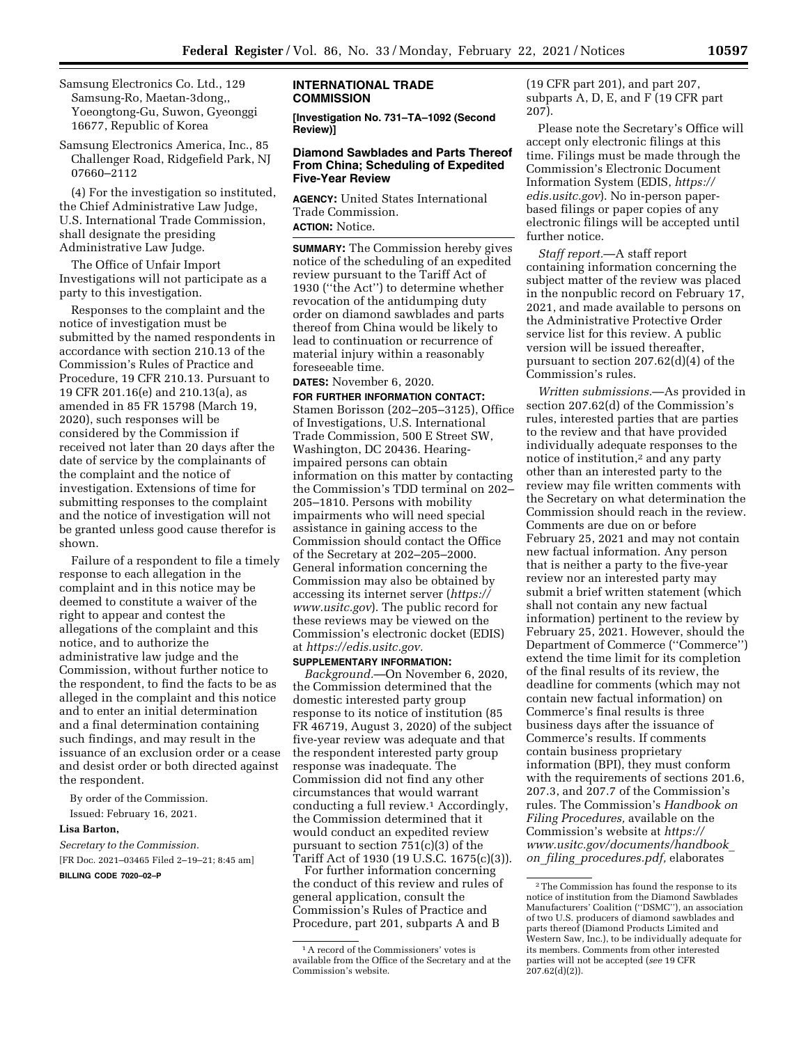Samsung Electronics Co. Ltd., 129 Samsung-Ro, Maetan-3dong,, Yoeongtong-Gu, Suwon, Gyeonggi 16677, Republic of Korea

Samsung Electronics America, Inc., 85 Challenger Road, Ridgefield Park, NJ 07660–2112

(4) For the investigation so instituted, the Chief Administrative Law Judge, U.S. International Trade Commission, shall designate the presiding Administrative Law Judge.

The Office of Unfair Import Investigations will not participate as a party to this investigation.

Responses to the complaint and the notice of investigation must be submitted by the named respondents in accordance with section 210.13 of the Commission's Rules of Practice and Procedure, 19 CFR 210.13. Pursuant to 19 CFR 201.16(e) and 210.13(a), as amended in 85 FR 15798 (March 19, 2020), such responses will be considered by the Commission if received not later than 20 days after the date of service by the complainants of the complaint and the notice of investigation. Extensions of time for submitting responses to the complaint and the notice of investigation will not be granted unless good cause therefor is shown.

Failure of a respondent to file a timely response to each allegation in the complaint and in this notice may be deemed to constitute a waiver of the right to appear and contest the allegations of the complaint and this notice, and to authorize the administrative law judge and the Commission, without further notice to the respondent, to find the facts to be as alleged in the complaint and this notice and to enter an initial determination and a final determination containing such findings, and may result in the issuance of an exclusion order or a cease and desist order or both directed against the respondent.

By order of the Commission.

Issued: February 16, 2021.

**Lisa Barton,**

*Secretary to the Commission.*

[FR Doc. 2021–03465 Filed 2–19–21; 8:45 am]

**BILLING CODE 7020–02–P**

## INTERNATIONAL TRADE COMMISSION

**[Investigation No. 731–TA–1092 (Second Review)]**

### Diamond Sawblades and Parts Thereof From China; Scheduling of Expedited Five-Year Review

**AGENCY:** United States International Trade Commission.

**ACTION:** Notice.

**SUMMARY:** The Commission hereby gives notice of the scheduling of an expedited review pursuant to the Tariff Act of 1930 ("the Act") to determine whether revocation of the antidumping duty order on diamond sawblades and parts thereof from China would be likely to lead to continuation or recurrence of material injury within a reasonably foreseeable time.

**DATES:** November 6, 2020.

**FOR FURTHER INFORMATION CONTACT:** Stamen Borisson (202–205–3125), Office of Investigations, U.S. International Trade Commission, 500 E Street SW, Washington, DC 20436. Hearing-impaired persons can obtain information on this matter by contacting the Commission's TDD terminal on 202–205–1810. Persons with mobility impairments who will need special assistance in gaining access to the Commission should contact the Office of the Secretary at 202–205–2000. General information concerning the Commission may also be obtained by accessing its internet server (*https://www.usitc.gov*). The public record for these reviews may be viewed on the Commission's electronic docket (EDIS) at *https://edis.usitc.gov.*

**SUPPLEMENTARY INFORMATION:**

*Background.*—On November 6, 2020, the Commission determined that the domestic interested party group response to its notice of institution (85 FR 46719, August 3, 2020) of the subject five-year review was adequate and that the respondent interested party group response was inadequate. The Commission did not find any other circumstances that would warrant conducting a full review.[1] Accordingly, the Commission determined that it would conduct an expedited review pursuant to section 751(c)(3) of the Tariff Act of 1930 (19 U.S.C. 1675(c)(3)).

For further information concerning the conduct of this review and rules of general application, consult the Commission's Rules of Practice and Procedure, part 201, subparts A and B (19 CFR part 201), and part 207, subparts A, D, E, and F (19 CFR part 207).

Please note the Secretary's Office will accept only electronic filings at this time. Filings must be made through the Commission's Electronic Document Information System (EDIS, *https://edis.usitc.gov*). No in-person paper-based filings or paper copies of any electronic filings will be accepted until further notice.

*Staff report.*—A staff report containing information concerning the subject matter of the review was placed in the nonpublic record on February 17, 2021, and made available to persons on the Administrative Protective Order service list for this review. A public version will be issued thereafter, pursuant to section 207.62(d)(4) of the Commission's rules.

*Written submissions.*—As provided in section 207.62(d) of the Commission's rules, interested parties that are parties to the review and that have provided individually adequate responses to the notice of institution,[2] and any party other than an interested party to the review may file written comments with the Secretary on what determination the Commission should reach in the review. Comments are due on or before February 25, 2021 and may not contain new factual information. Any person that is neither a party to the five-year review nor an interested party may submit a brief written statement (which shall not contain any new factual information) pertinent to the review by February 25, 2021. However, should the Department of Commerce ("Commerce") extend the time limit for its completion of the final results of its review, the deadline for comments (which may not contain new factual information) on Commerce's final results is three business days after the issuance of Commerce's results. If comments contain business proprietary information (BPI), they must conform with the requirements of sections 201.6, 207.3, and 207.7 of the Commission's rules. The Commission's *Handbook on Filing Procedures,* available on the Commission's website at *https://www.usitc.gov/documents/handbook_on_filing_procedures.pdf,* elaborates

[1] A record of the Commissioners' votes is available from the Office of the Secretary and at the Commission's website.

[2] The Commission has found the response to its notice of institution from the Diamond Sawblades Manufacturers' Coalition ("DSMC"), an association of two U.S. producers of diamond sawblades and parts thereof (Diamond Products Limited and Western Saw, Inc.), to be individually adequate for its members. Comments from other interested parties will not be accepted (*see* 19 CFR 207.62(d)(2)).